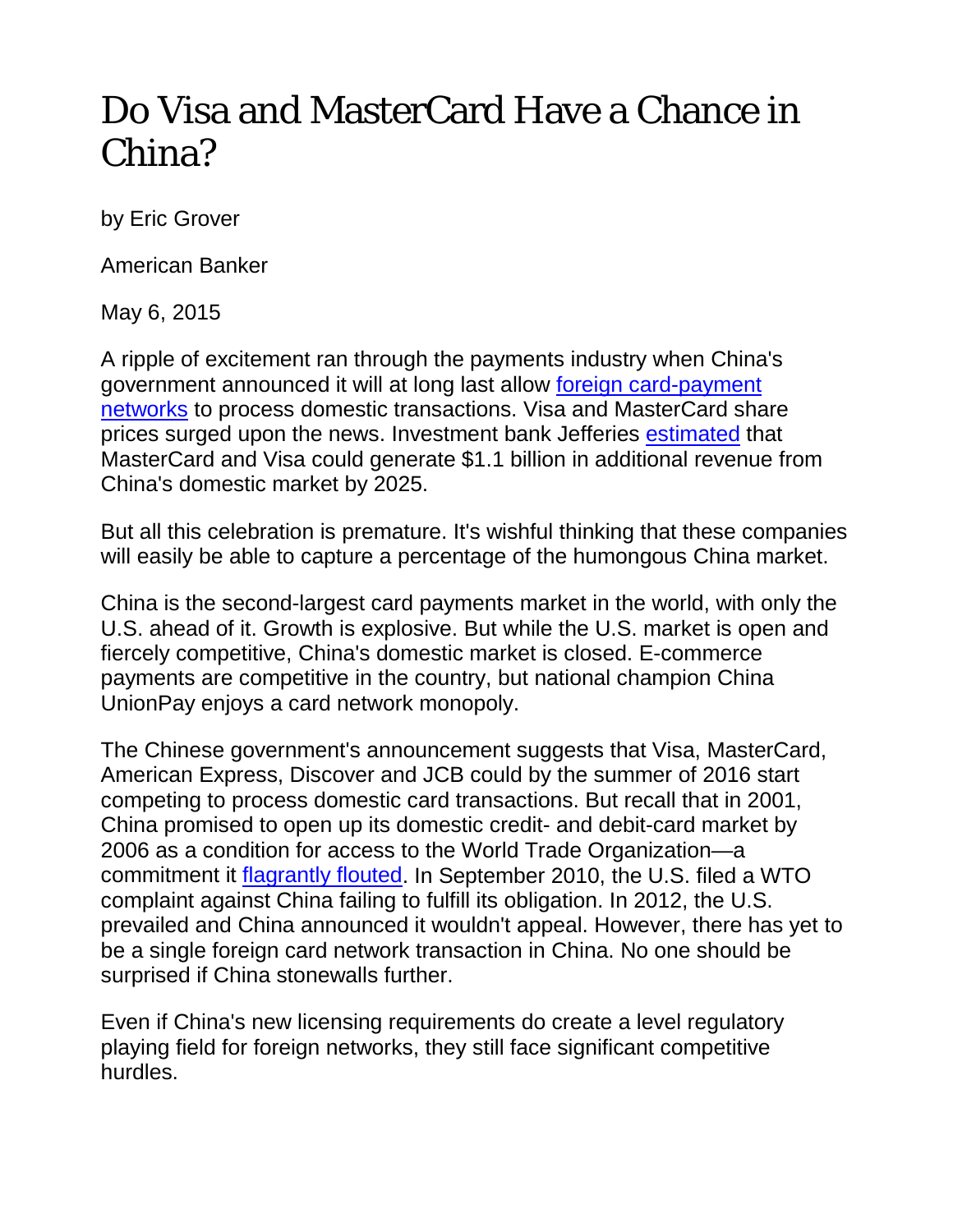# Do Visa and MasterCard Have a Chance in China?

by Eric Grover

American Banker

May 6, 2015

A ripple of excitement ran through the payments industry when China's government announced it will at long last allow foreign card-payment networks to process domestic transactions. Visa and MasterCard share prices surged upon the news. Investment bank Jefferies estimated that MasterCard and Visa could generate $1.1 billion in additional revenue from China's domestic market by 2025.

But all this celebration is premature. It's wishful thinking that these companies will easily be able to capture a percentage of the humongous China market.

China is the second-largest card payments market in the world, with only the U.S. ahead of it. Growth is explosive. But while the U.S. market is open and fiercely competitive, China's domestic market is closed. E-commerce payments are competitive in the country, but national champion China UnionPay enjoys a card network monopoly.

The Chinese government's announcement suggests that Visa, MasterCard, American Express, Discover and JCB could by the summer of 2016 start competing to process domestic card transactions. But recall that in 2001, China promised to open up its domestic credit- and debit-card market by 2006 as a condition for access to the World Trade Organization—a commitment it flagrantly flouted. In September 2010, the U.S. filed a WTO complaint against China failing to fulfill its obligation. In 2012, the U.S. prevailed and China announced it wouldn't appeal. However, there has yet to be a single foreign card network transaction in China. No one should be surprised if China stonewalls further.

Even if China's new licensing requirements do create a level regulatory playing field for foreign networks, they still face significant competitive hurdles.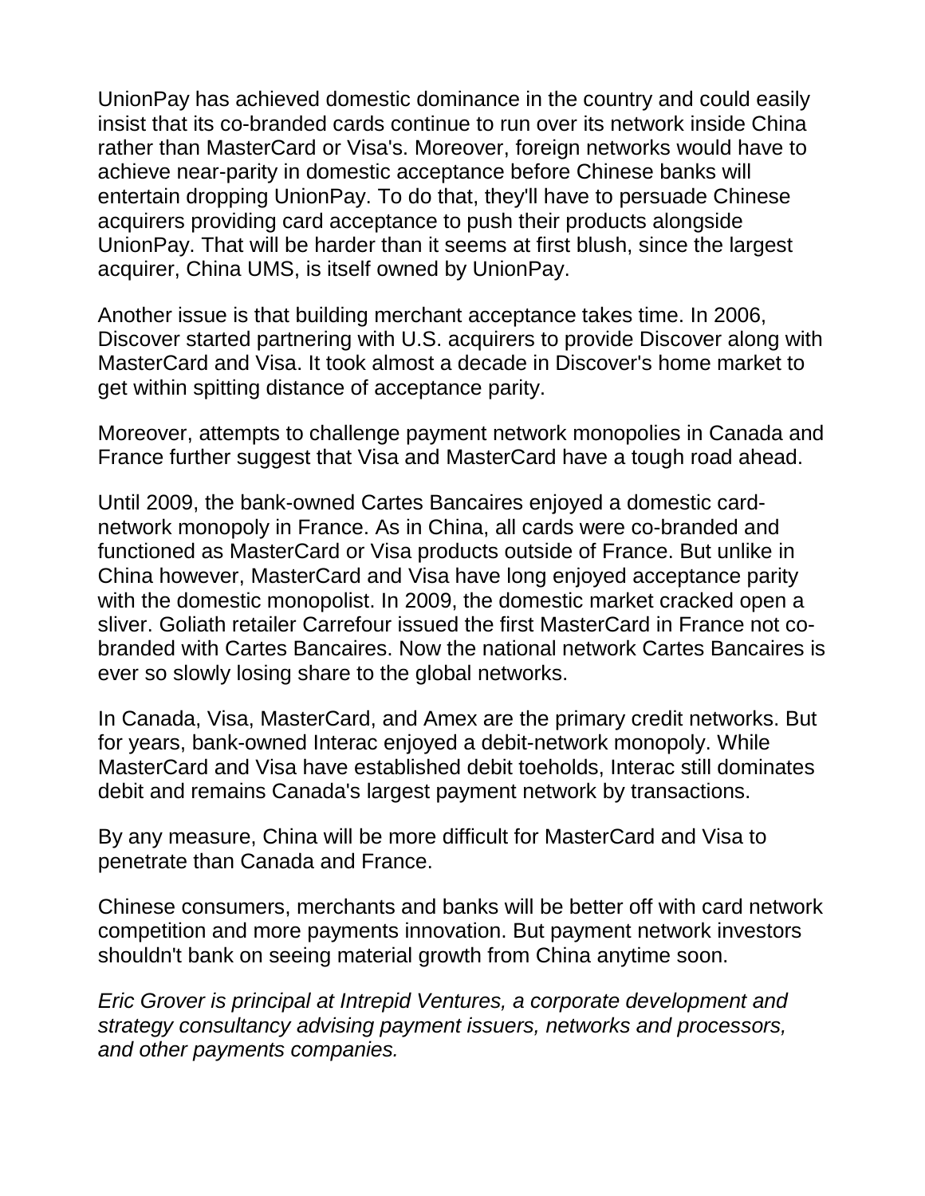UnionPay has achieved domestic dominance in the country and could easily insist that its co-branded cards continue to run over its network inside China rather than MasterCard or Visa's. Moreover, foreign networks would have to achieve near-parity in domestic acceptance before Chinese banks will entertain dropping UnionPay. To do that, they'll have to persuade Chinese acquirers providing card acceptance to push their products alongside UnionPay. That will be harder than it seems at first blush, since the largest acquirer, China UMS, is itself owned by UnionPay.

Another issue is that building merchant acceptance takes time. In 2006, Discover started partnering with U.S. acquirers to provide Discover along with MasterCard and Visa. It took almost a decade in Discover's home market to get within spitting distance of acceptance parity.

Moreover, attempts to challenge payment network monopolies in Canada and France further suggest that Visa and MasterCard have a tough road ahead.

Until 2009, the bank-owned Cartes Bancaires enjoyed a domestic card-network monopoly in France. As in China, all cards were co-branded and functioned as MasterCard or Visa products outside of France. But unlike in China however, MasterCard and Visa have long enjoyed acceptance parity with the domestic monopolist. In 2009, the domestic market cracked open a sliver. Goliath retailer Carrefour issued the first MasterCard in France not co-branded with Cartes Bancaires. Now the national network Cartes Bancaires is ever so slowly losing share to the global networks.

In Canada, Visa, MasterCard, and Amex are the primary credit networks. But for years, bank-owned Interac enjoyed a debit-network monopoly. While MasterCard and Visa have established debit toeholds, Interac still dominates debit and remains Canada's largest payment network by transactions.

By any measure, China will be more difficult for MasterCard and Visa to penetrate than Canada and France.

Chinese consumers, merchants and banks will be better off with card network competition and more payments innovation. But payment network investors shouldn't bank on seeing material growth from China anytime soon.

*Eric Grover is principal at Intrepid Ventures, a corporate development and strategy consultancy advising payment issuers, networks and processors, and other payments companies.*